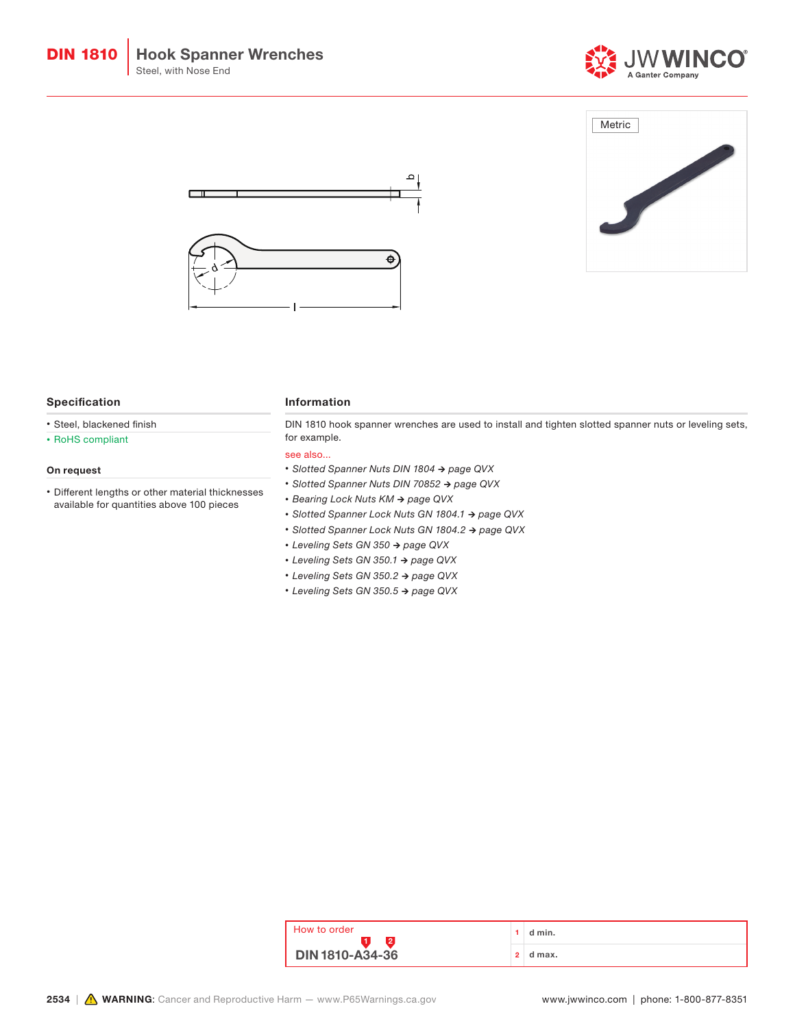# DIN 1810 Hook Spanner Wrenches

Steel, with Nose End

Metric

## Specification

- Steel, blackened finish
- RoHS compliant

### On request

- Different lengths or other material thicknesses available for quantities above 100 pieces

## Information

DIN 1810 hook spanner wrenches are used to install and tighten slotted spanner nuts or leveling sets, for example.

see also...

- *Slotted Spanner Nuts DIN 1804 → page QVX*
- *Slotted Spanner Nuts DIN 70852 → page QVX*
- *Bearing Lock Nuts KM → page QVX*
- *Slotted Spanner Lock Nuts GN 1804.1 → page QVX*
- *Slotted Spanner Lock Nuts GN 1804.2 → page QVX*
- *Leveling Sets GN 350 → page QVX*
- *Leveling Sets GN 350.1 → page QVX*
- *Leveling Sets GN 350.2 → page QVX*
- *Leveling Sets GN 350.5 → page QVX*

### How to order

**DIN 1810-A34-36**

| | |
|---|---|
| 1 | d min. |
| 2 | d max. |

**WARNING**: Cancer and Reproductive Harm — www.P65Warnings.ca.gov

www.jwwinco.com | phone: 1-800-877-8351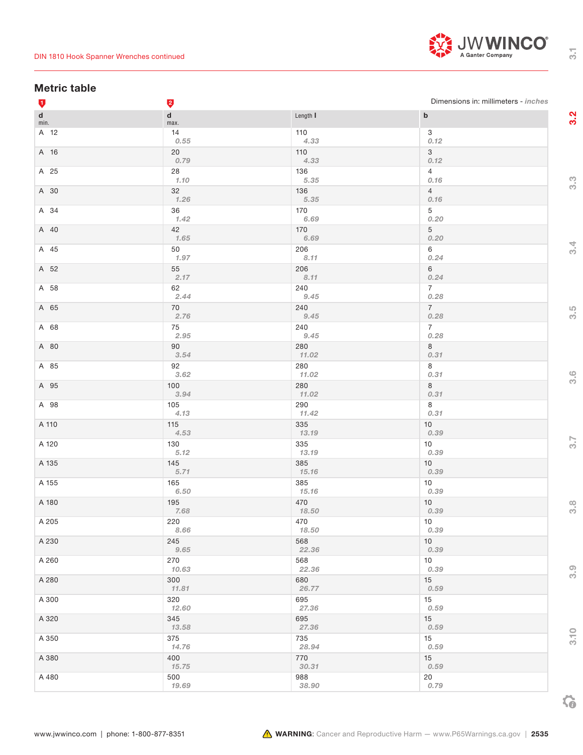DIN 1810 Hook Spanner Wrenches continued

## Metric table

Dimensions in: millimeters - *inches*

| d<br>min. | d<br>max. | Length l | b |
|---|---|---|---|
| A 12 | 14<br>*0.55* | 110<br>*4.33* | 3<br>*0.12* |
| A 16 | 20<br>*0.79* | 110<br>*4.33* | 3<br>*0.12* |
| A 25 | 28<br>*1.10* | 136<br>*5.35* | 4<br>*0.16* |
| A 30 | 32<br>*1.26* | 136<br>*5.35* | 4<br>*0.16* |
| A 34 | 36<br>*1.42* | 170<br>*6.69* | 5<br>*0.20* |
| A 40 | 42<br>*1.65* | 170<br>*6.69* | 5<br>*0.20* |
| A 45 | 50<br>*1.97* | 206<br>*8.11* | 6<br>*0.24* |
| A 52 | 55<br>*2.17* | 206<br>*8.11* | 6<br>*0.24* |
| A 58 | 62<br>*2.44* | 240<br>*9.45* | 7<br>*0.28* |
| A 65 | 70<br>*2.76* | 240<br>*9.45* | 7<br>*0.28* |
| A 68 | 75<br>*2.95* | 240<br>*9.45* | 7<br>*0.28* |
| A 80 | 90<br>*3.54* | 280<br>*11.02* | 8<br>*0.31* |
| A 85 | 92<br>*3.62* | 280<br>*11.02* | 8<br>*0.31* |
| A 95 | 100<br>*3.94* | 280<br>*11.02* | 8<br>*0.31* |
| A 98 | 105<br>*4.13* | 290<br>*11.42* | 8<br>*0.31* |
| A 110 | 115<br>*4.53* | 335<br>*13.19* | 10<br>*0.39* |
| A 120 | 130<br>*5.12* | 335<br>*13.19* | 10<br>*0.39* |
| A 135 | 145<br>*5.71* | 385<br>*15.16* | 10<br>*0.39* |
| A 155 | 165<br>*6.50* | 385<br>*15.16* | 10<br>*0.39* |
| A 180 | 195<br>*7.68* | 470<br>*18.50* | 10<br>*0.39* |
| A 205 | 220<br>*8.66* | 470<br>*18.50* | 10<br>*0.39* |
| A 230 | 245<br>*9.65* | 568<br>*22.36* | 10<br>*0.39* |
| A 260 | 270<br>*10.63* | 568<br>*22.36* | 10<br>*0.39* |
| A 280 | 300<br>*11.81* | 680<br>*26.77* | 15<br>*0.59* |
| A 300 | 320<br>*12.60* | 695<br>*27.36* | 15<br>*0.59* |
| A 320 | 345<br>*13.58* | 695<br>*27.36* | 15<br>*0.59* |
| A 350 | 375<br>*14.76* | 735<br>*28.94* | 15<br>*0.59* |
| A 380 | 400<br>*15.75* | 770<br>*30.31* | 15<br>*0.59* |
| A 480 | 500<br>*19.69* | 988<br>*38.90* | 20<br>*0.79* |